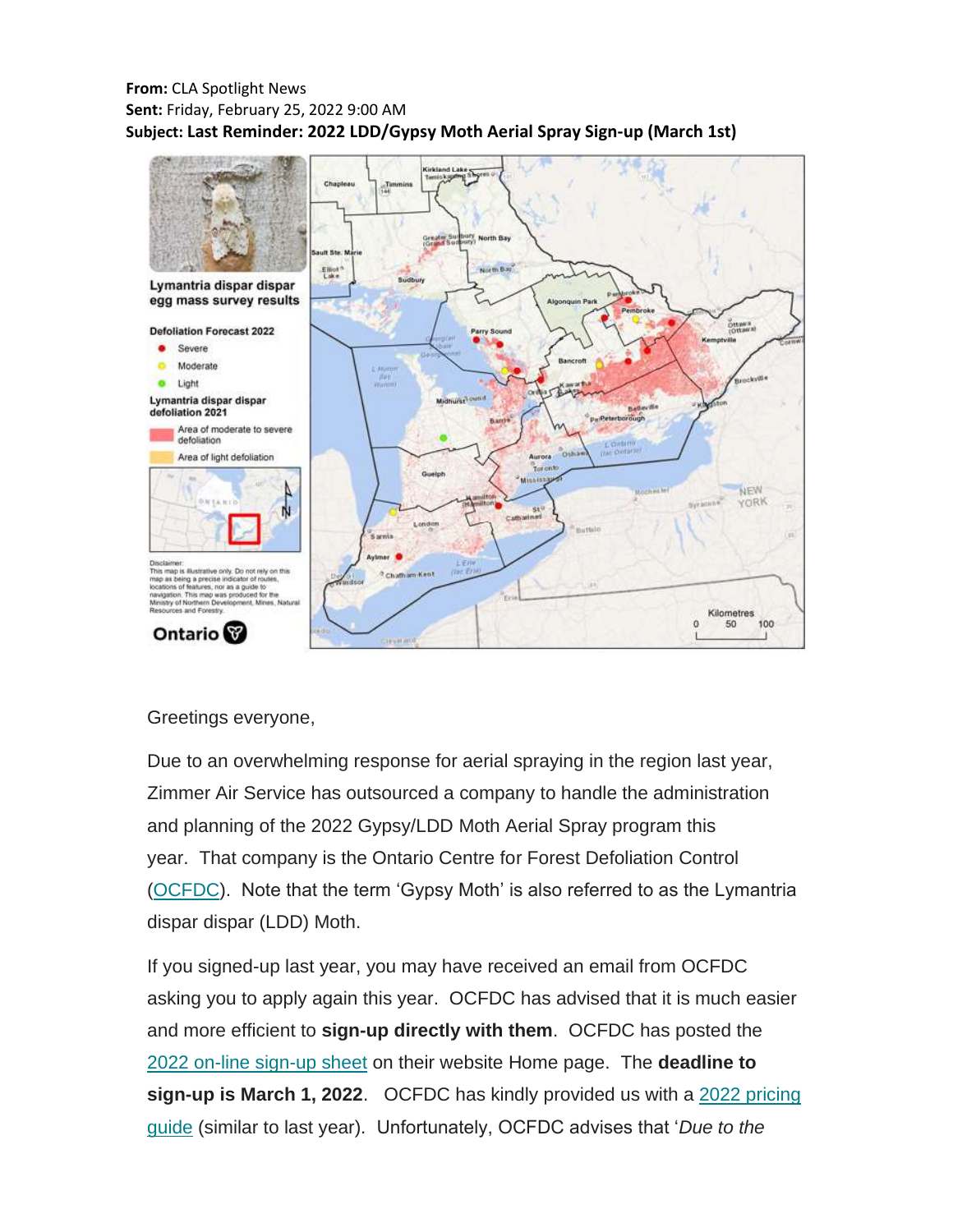**From:** CLA Spotlight News
**Sent:** Friday, February 25, 2022 9:00 AM
**Subject: Last Reminder: 2022 LDD/Gypsy Moth Aerial Spray Sign-up (March 1st)**

Greetings everyone,

Due to an overwhelming response for aerial spraying in the region last year, Zimmer Air Service has outsourced a company to handle the administration and planning of the 2022 Gypsy/LDD Moth Aerial Spray program this year. That company is the Ontario Centre for Forest Defoliation Control (OCFDC). Note that the term 'Gypsy Moth' is also referred to as the Lymantria dispar dispar (LDD) Moth.

If you signed-up last year, you may have received an email from OCFDC asking you to apply again this year. OCFDC has advised that it is much easier and more efficient to **sign-up directly with them**. OCFDC has posted the 2022 on-line sign-up sheet on their website Home page. The **deadline to sign-up is March 1, 2022**. OCFDC has kindly provided us with a 2022 pricing guide (similar to last year). Unfortunately, OCFDC advises that '*Due to the*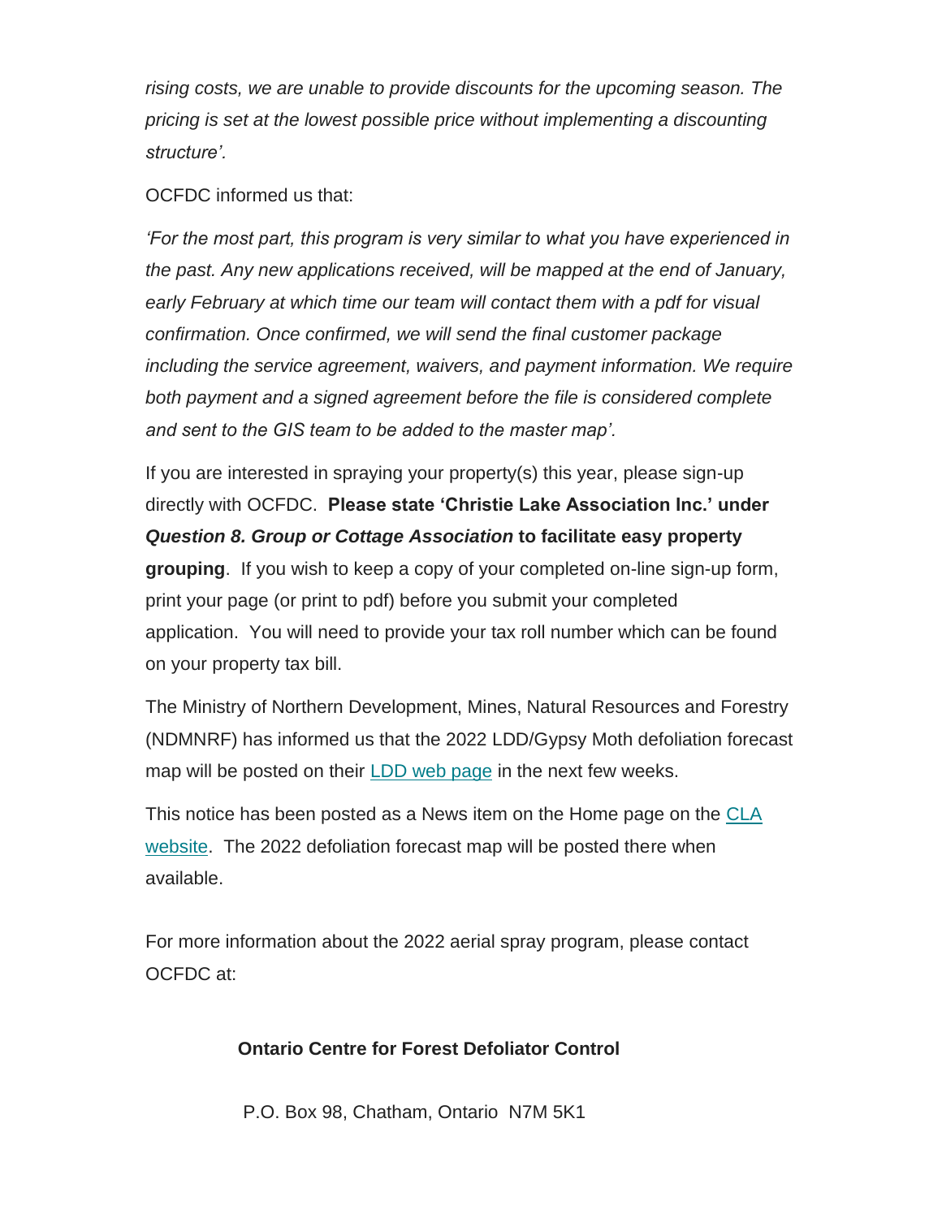*rising costs, we are unable to provide discounts for the upcoming season. The pricing is set at the lowest possible price without implementing a discounting structure'.*

OCFDC informed us that:

*'For the most part, this program is very similar to what you have experienced in the past. Any new applications received, will be mapped at the end of January, early February at which time our team will contact them with a pdf for visual confirmation. Once confirmed, we will send the final customer package including the service agreement, waivers, and payment information. We require both payment and a signed agreement before the file is considered complete and sent to the GIS team to be added to the master map'.*

If you are interested in spraying your property(s) this year, please sign-up directly with OCFDC. **Please state 'Christie Lake Association Inc.' under *Question 8. Group or Cottage Association* to facilitate easy property grouping**. If you wish to keep a copy of your completed on-line sign-up form, print your page (or print to pdf) before you submit your completed application. You will need to provide your tax roll number which can be found on your property tax bill.

The Ministry of Northern Development, Mines, Natural Resources and Forestry (NDMNRF) has informed us that the 2022 LDD/Gypsy Moth defoliation forecast map will be posted on their LDD web page in the next few weeks.

This notice has been posted as a News item on the Home page on the CLA website. The 2022 defoliation forecast map will be posted there when available.

For more information about the 2022 aerial spray program, please contact OCFDC at:

**Ontario Centre for Forest Defoliator Control**

P.O. Box 98, Chatham, Ontario N7M 5K1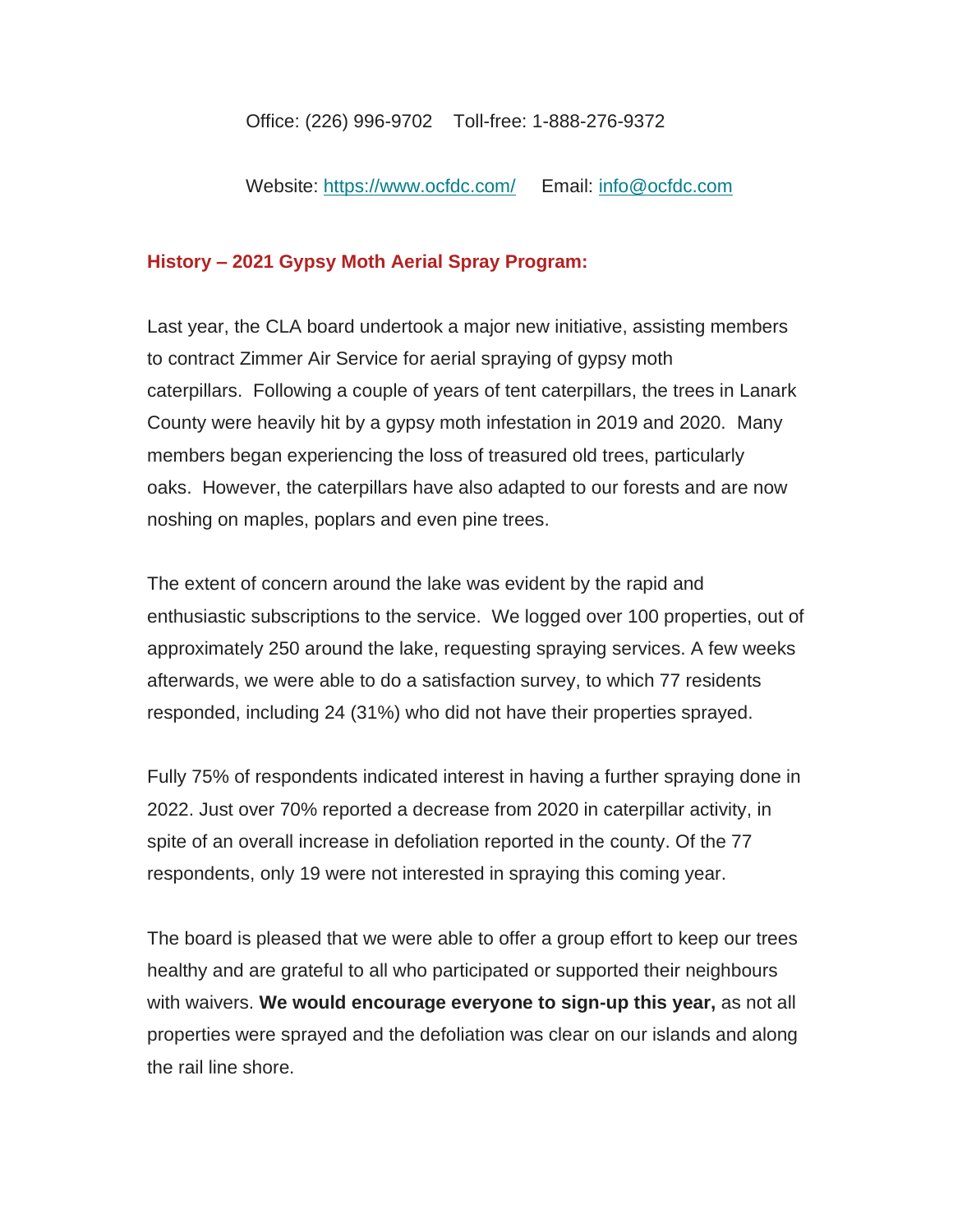Office: (226) 996-9702    Toll-free: 1-888-276-9372

Website: [https://www.ocfdc.com/](https://www.ocfdc.com/)    Email: [info@ocfdc.com](mailto:info@ocfdc.com)

### History – 2021 Gypsy Moth Aerial Spray Program:

Last year, the CLA board undertook a major new initiative, assisting members to contract Zimmer Air Service for aerial spraying of gypsy moth caterpillars.  Following a couple of years of tent caterpillars, the trees in Lanark County were heavily hit by a gypsy moth infestation in 2019 and 2020.  Many members began experiencing the loss of treasured old trees, particularly oaks.  However, the caterpillars have also adapted to our forests and are now noshing on maples, poplars and even pine trees.

The extent of concern around the lake was evident by the rapid and enthusiastic subscriptions to the service.  We logged over 100 properties, out of approximately 250 around the lake, requesting spraying services. A few weeks afterwards, we were able to do a satisfaction survey, to which 77 residents responded, including 24 (31%) who did not have their properties sprayed.

Fully 75% of respondents indicated interest in having a further spraying done in 2022. Just over 70% reported a decrease from 2020 in caterpillar activity, in spite of an overall increase in defoliation reported in the county. Of the 77 respondents, only 19 were not interested in spraying this coming year.

The board is pleased that we were able to offer a group effort to keep our trees healthy and are grateful to all who participated or supported their neighbours with waivers. **We would encourage everyone to sign-up this year,** as not all properties were sprayed and the defoliation was clear on our islands and along the rail line shore.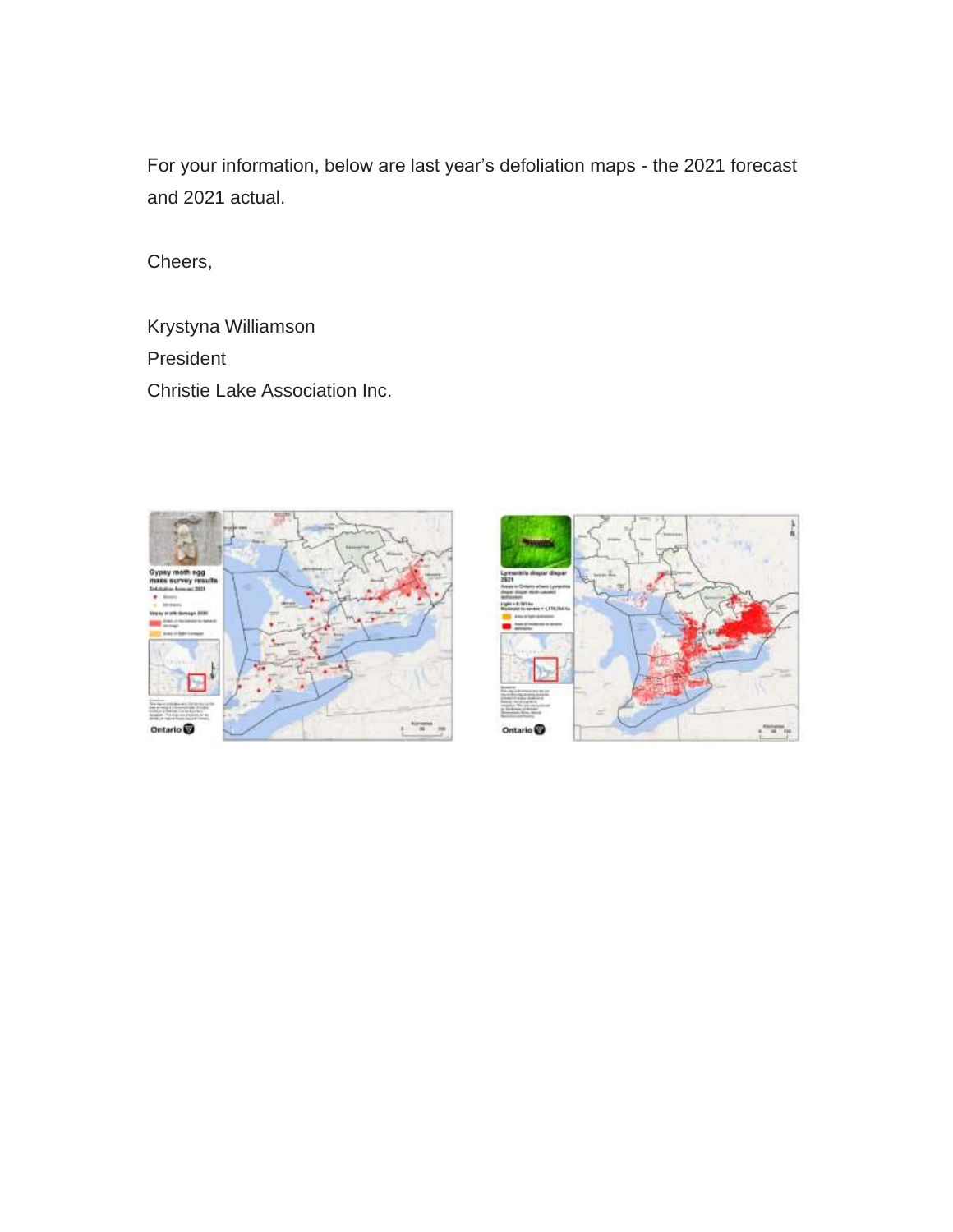For your information, below are last year's defoliation maps - the 2021 forecast and 2021 actual.

Cheers,

Krystyna Williamson
President
Christie Lake Association Inc.